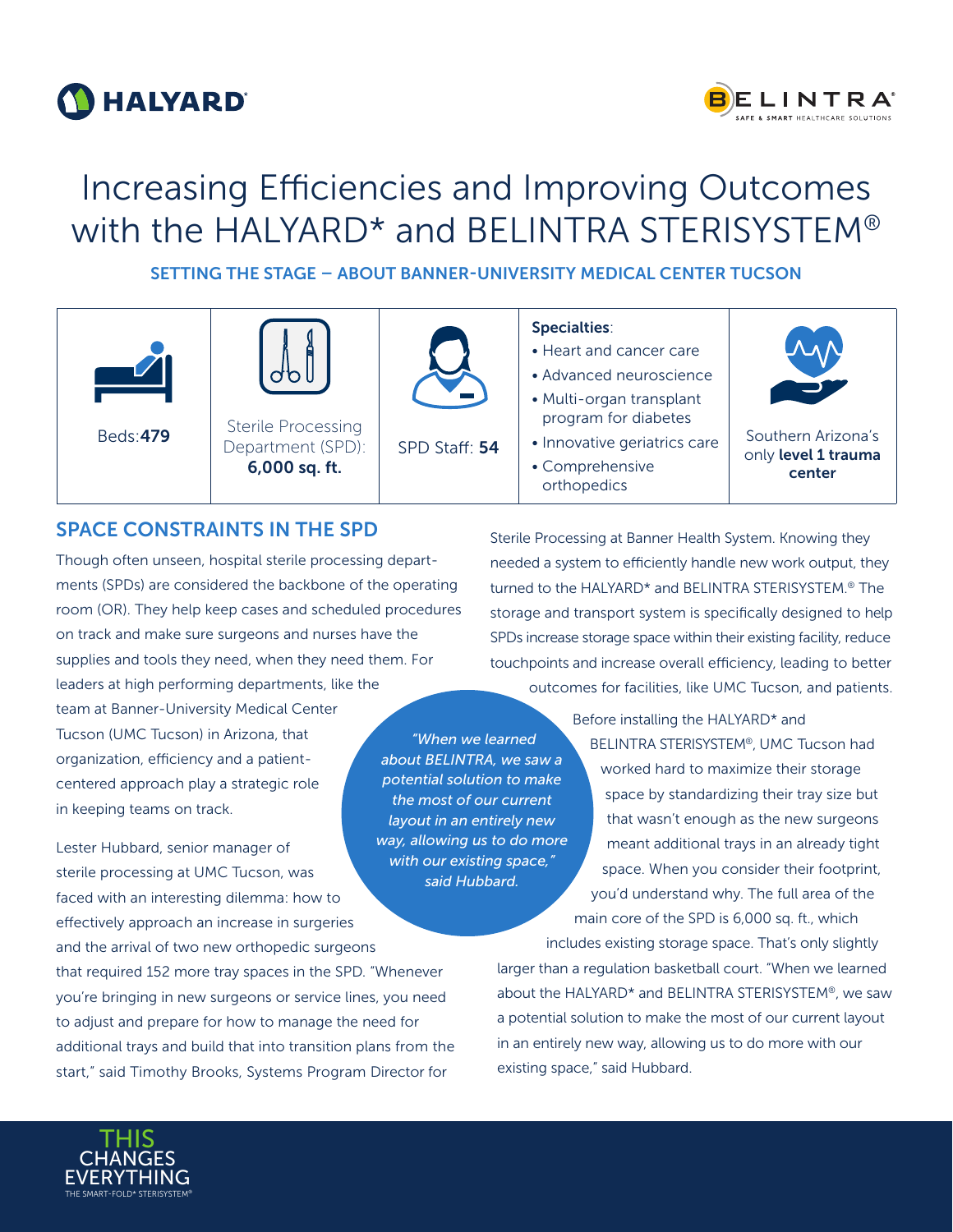HALYARD

BELINTRA® SAFE & SMART HEALTHCARE SOLUTIONS

# Increasing Efficiencies and Improving Outcomes with the HALYARD* and BELINTRA STERISYSTEM®

## SETTING THE STAGE – ABOUT BANNER-UNIVERSITY MEDICAL CENTER TUCSON

| Beds: **479** | Sterile Processing Department (SPD): **6,000 sq. ft.** | SPD Staff: **54** | **Specialties**: • Heart and cancer care • Advanced neuroscience • Multi-organ transplant program for diabetes • Innovative geriatrics care • Comprehensive orthopedics | Southern Arizona's only **level 1 trauma center** |
|---|---|---|---|---|

## SPACE CONSTRAINTS IN THE SPD

Though often unseen, hospital sterile processing departments (SPDs) are considered the backbone of the operating room (OR). They help keep cases and scheduled procedures on track and make sure surgeons and nurses have the supplies and tools they need, when they need them. For leaders at high performing departments, like the team at Banner-University Medical Center Tucson (UMC Tucson) in Arizona, that organization, efficiency and a patient-centered approach play a strategic role in keeping teams on track.

Lester Hubbard, senior manager of sterile processing at UMC Tucson, was faced with an interesting dilemma: how to effectively approach an increase in surgeries and the arrival of two new orthopedic surgeons that required 152 more tray spaces in the SPD. "Whenever you're bringing in new surgeons or service lines, you need to adjust and prepare for how to manage the need for additional trays and build that into transition plans from the start," said Timothy Brooks, Systems Program Director for Sterile Processing at Banner Health System. Knowing they needed a system to efficiently handle new work output, they turned to the HALYARD* and BELINTRA STERISYSTEM.® The storage and transport system is specifically designed to help SPDs increase storage space within their existing facility, reduce touchpoints and increase overall efficiency, leading to better outcomes for facilities, like UMC Tucson, and patients.

> *"When we learned about BELINTRA, we saw a potential solution to make the most of our current layout in an entirely new way, allowing us to do more with our existing space," said Hubbard.*

Before installing the HALYARD* and BELINTRA STERISYSTEM®, UMC Tucson had worked hard to maximize their storage space by standardizing their tray size but that wasn't enough as the new surgeons meant additional trays in an already tight space. When you consider their footprint, you'd understand why. The full area of the main core of the SPD is 6,000 sq. ft., which includes existing storage space. That's only slightly larger than a regulation basketball court. "When we learned about the HALYARD* and BELINTRA STERISYSTEM®, we saw a potential solution to make the most of our current layout in an entirely new way, allowing us to do more with our existing space," said Hubbard.

THIS CHANGES EVERYTHING
THE SMART-FOLD* STERISYSTEM®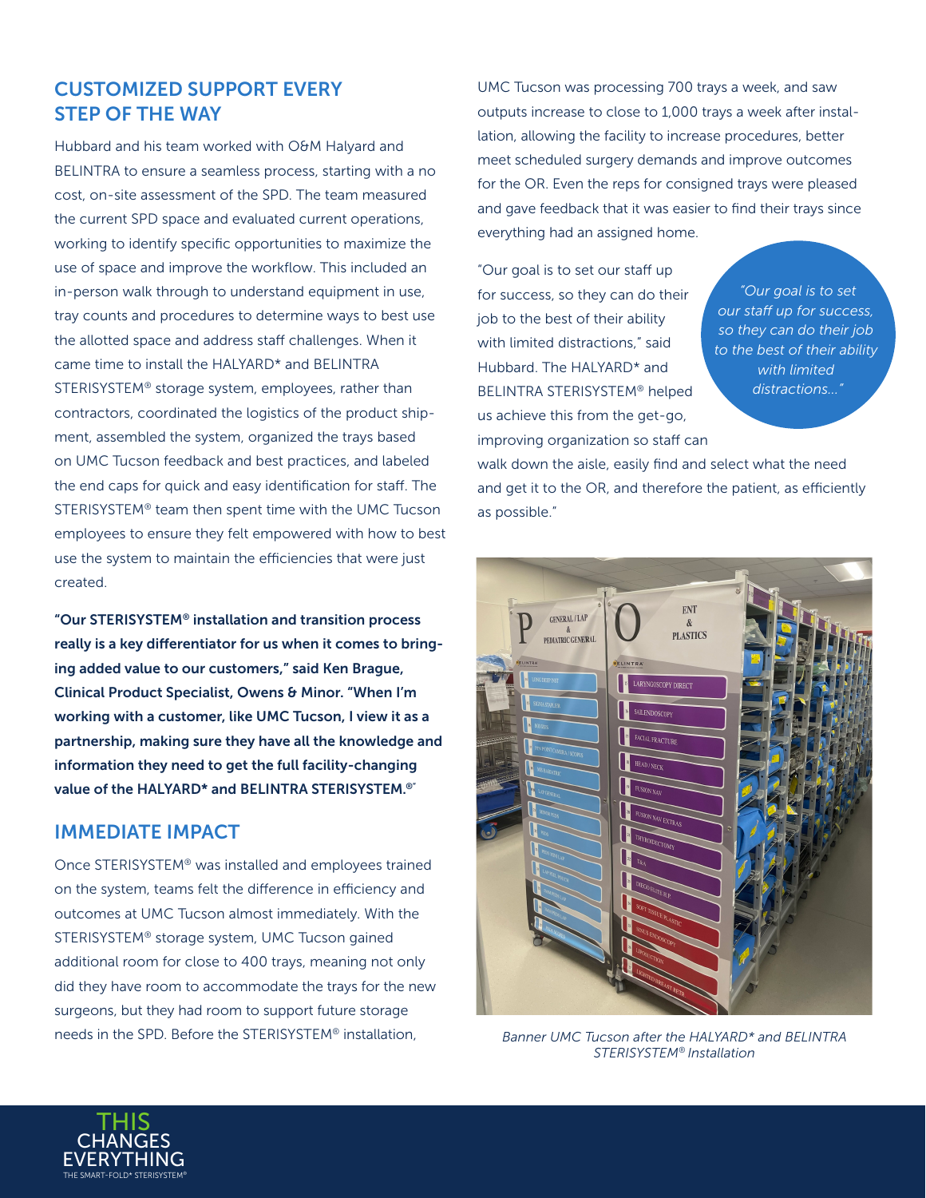## CUSTOMIZED SUPPORT EVERY STEP OF THE WAY

Hubbard and his team worked with O&M Halyard and BELINTRA to ensure a seamless process, starting with a no cost, on-site assessment of the SPD. The team measured the current SPD space and evaluated current operations, working to identify specific opportunities to maximize the use of space and improve the workflow. This included an in-person walk through to understand equipment in use, tray counts and procedures to determine ways to best use the allotted space and address staff challenges. When it came time to install the HALYARD* and BELINTRA STERISYSTEM® storage system, employees, rather than contractors, coordinated the logistics of the product shipment, assembled the system, organized the trays based on UMC Tucson feedback and best practices, and labeled the end caps for quick and easy identification for staff. The STERISYSTEM® team then spent time with the UMC Tucson employees to ensure they felt empowered with how to best use the system to maintain the efficiencies that were just created.

**"Our STERISYSTEM® installation and transition process really is a key differentiator for us when it comes to bringing added value to our customers," said Ken Brague, Clinical Product Specialist, Owens & Minor. "When I'm working with a customer, like UMC Tucson, I view it as a partnership, making sure they have all the knowledge and information they need to get the full facility-changing value of the HALYARD* and BELINTRA STERISYSTEM.®"**

## IMMEDIATE IMPACT

Once STERISYSTEM® was installed and employees trained on the system, teams felt the difference in efficiency and outcomes at UMC Tucson almost immediately. With the STERISYSTEM® storage system, UMC Tucson gained additional room for close to 400 trays, meaning not only did they have room to accommodate the trays for the new surgeons, but they had room to support future storage needs in the SPD. Before the STERISYSTEM® installation, UMC Tucson was processing 700 trays a week, and saw outputs increase to close to 1,000 trays a week after installation, allowing the facility to increase procedures, better meet scheduled surgery demands and improve outcomes for the OR. Even the reps for consigned trays were pleased and gave feedback that it was easier to find their trays since everything had an assigned home.

"Our goal is to set our staff up for success, so they can do their job to the best of their ability with limited distractions," said Hubbard. The HALYARD* and BELINTRA STERISYSTEM® helped us achieve this from the get-go, improving organization so staff can walk down the aisle, easily find and select what the need and get it to the OR, and therefore the patient, as efficiently as possible."

> *"Our goal is to set our staff up for success, so they can do their job to the best of their ability with limited distractions..."*

*Banner UMC Tucson after the HALYARD* and BELINTRA STERISYSTEM® Installation*

THIS CHANGES EVERYTHING
THE SMART-FOLD* STERISYSTEM®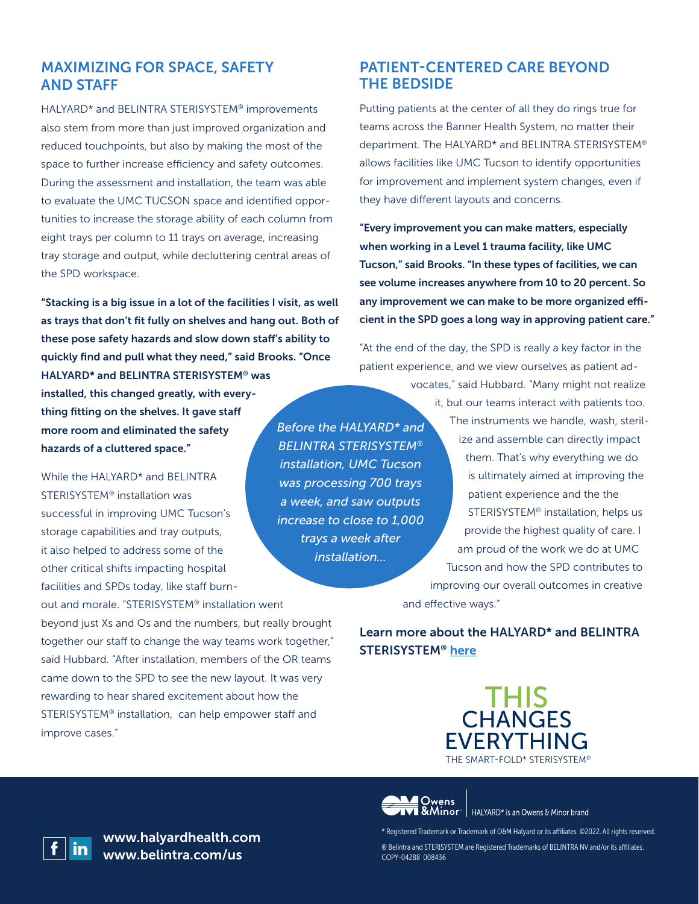## MAXIMIZING FOR SPACE, SAFETY AND STAFF

HALYARD* and BELINTRA STERISYSTEM® improvements also stem from more than just improved organization and reduced touchpoints, but also by making the most of the space to further increase efficiency and safety outcomes. During the assessment and installation, the team was able to evaluate the UMC TUCSON space and identified opportunities to increase the storage ability of each column from eight trays per column to 11 trays on average, increasing tray storage and output, while decluttering central areas of the SPD workspace.

**"Stacking is a big issue in a lot of the facilities I visit, as well as trays that don't fit fully on shelves and hang out. Both of these pose safety hazards and slow down staff's ability to quickly find and pull what they need," said Brooks. "Once HALYARD* and BELINTRA STERISYSTEM® was installed, this changed greatly, with everything fitting on the shelves. It gave staff more room and eliminated the safety hazards of a cluttered space."**

While the HALYARD* and BELINTRA STERISYSTEM® installation was successful in improving UMC Tucson's storage capabilities and tray outputs, it also helped to address some of the other critical shifts impacting hospital facilities and SPDs today, like staff burnout and morale. "STERISYSTEM® installation went beyond just Xs and Os and the numbers, but really brought together our staff to change the way teams work together," said Hubbard. "After installation, members of the OR teams came down to the SPD to see the new layout. It was very rewarding to hear shared excitement about how the STERISYSTEM® installation, can help empower staff and improve cases."

*Before the HALYARD* and BELINTRA STERISYSTEM® installation, UMC Tucson was processing 700 trays a week, and saw outputs increase to close to 1,000 trays a week after installation...*

## PATIENT-CENTERED CARE BEYOND THE BEDSIDE

Putting patients at the center of all they do rings true for teams across the Banner Health System, no matter their department. The HALYARD* and BELINTRA STERISYSTEM® allows facilities like UMC Tucson to identify opportunities for improvement and implement system changes, even if they have different layouts and concerns.

**"Every improvement you can make matters, especially when working in a Level 1 trauma facility, like UMC Tucson," said Brooks. "In these types of facilities, we can see volume increases anywhere from 10 to 20 percent. So any improvement we can make to be more organized efficient in the SPD goes a long way in approving patient care."**

"At the end of the day, the SPD is really a key factor in the patient experience, and we view ourselves as patient advocates," said Hubbard. "Many might not realize it, but our teams interact with patients too. The instruments we handle, wash, sterilize and assemble can directly impact them. That's why everything we do is ultimately aimed at improving the patient experience and the the STERISYSTEM® installation, helps us provide the highest quality of care. I am proud of the work we do at UMC Tucson and how the SPD contributes to improving our overall outcomes in creative and effective ways."

**Learn more about the HALYARD* and BELINTRA STERISYSTEM® here**

THIS CHANGES EVERYTHING
THE SMART-FOLD* STERISYSTEM®

Owens & Minor | HALYARD* is an Owens & Minor brand

* Registered Trademark or Trademark of O&M Halyard or its affiliates. ©2022. All rights reserved.

® Belintra and STERISYSTEM are Registered Trademarks of BELINTRA NV and/or its affiliates.
COPY-04288 008436

www.halyardhealth.com
www.belintra.com/us